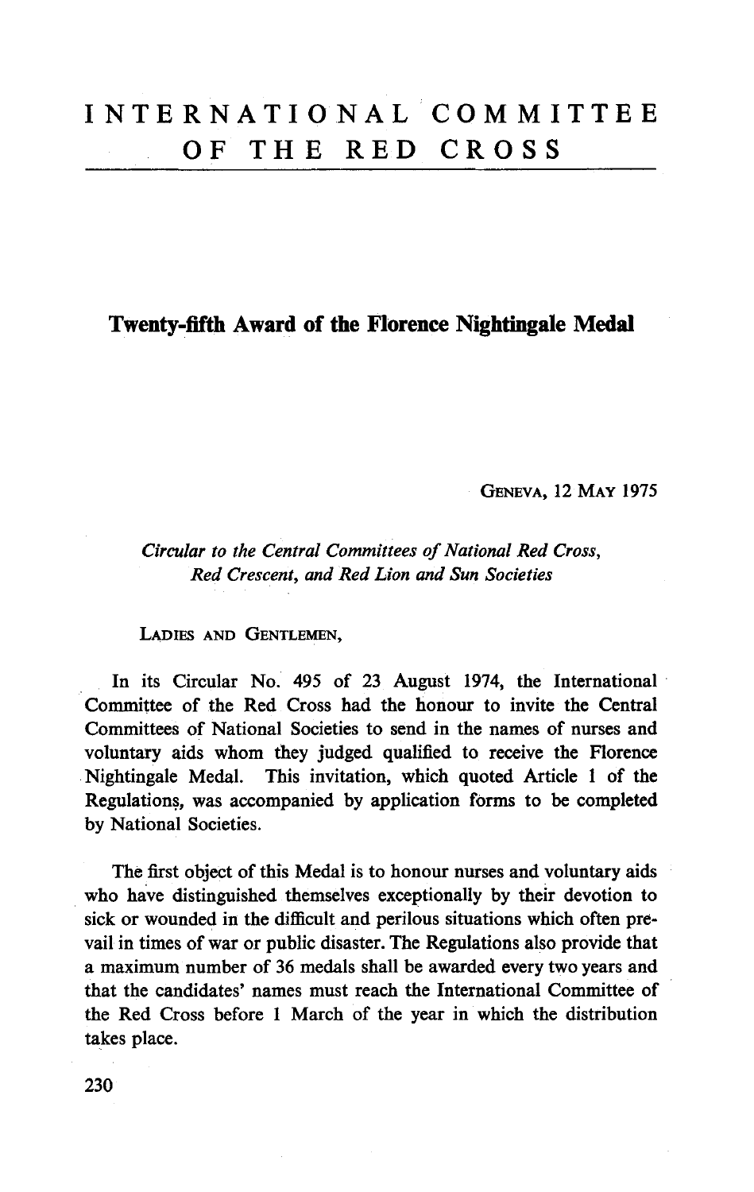# INTERNATIONAL COMMITTEE OF THE RED CROSS

## Twenty-fifth Award of the Florence Nightingale Medal

GENEVA, 12 MAY 1975

*Circular to the Central Committees of National Red Cross, Red Crescent, and Red Lion and Sun Societies*

LADIES AND GENTLEMEN,

In its Circular No. 495 of 23 August 1974, the International Committee of the Red Cross had the honour to invite the Central Committees of National Societies to send in the names of nurses and voluntary aids whom they judged qualified to receive the Florence Nightingale Medal. This invitation, which quoted Article 1 of the Regulations, was accompanied by application forms to be completed by National Societies.

The first object of this Medal is to honour nurses and voluntary aids who have distinguished themselves exceptionally by their devotion to sick or wounded in the difficult and perilous situations which often prevail in times of war or public disaster. The Regulations also provide that a maximum number of 36 medals shall be awarded every two years and that the candidates' names must reach the International Committee of the Red Cross before 1 March of the year in which the distribution takes place.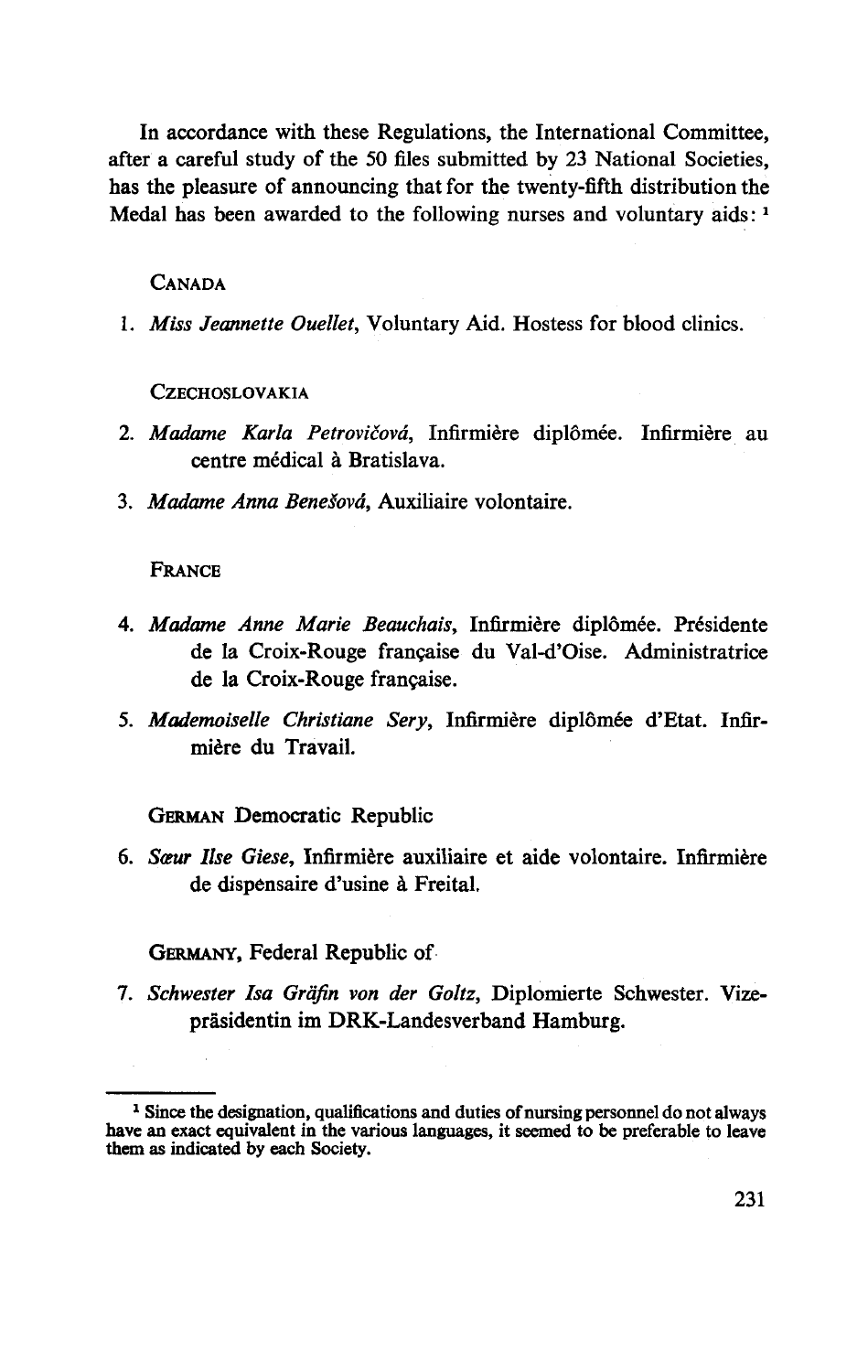In accordance with these Regulations, the International Committee, after a careful study of the 50 files submitted by 23 National Societies, has the pleasure of announcing that for the twenty-fifth distribution the Medal has been awarded to the following nurses and voluntary aids: [1]

CANADA

1. *Miss Jeannette Ouellet*, Voluntary Aid. Hostess for blood clinics.

CZECHOSLOVAKIA

2. *Madame Karla Petrovičová*, Infirmière diplômée. Infirmière au centre médical à Bratislava.
3. *Madame Anna Benešová*, Auxiliaire volontaire.

FRANCE

4. *Madame Anne Marie Beauchais*, Infirmière diplômée. Présidente de la Croix-Rouge française du Val-d'Oise. Administratrice de la Croix-Rouge française.
5. *Mademoiselle Christiane Sery*, Infirmière diplômée d'Etat. Infirmière du Travail.

GERMAN Democratic Republic

6. *Sœur Ilse Giese*, Infirmière auxiliaire et aide volontaire. Infirmière de dispensaire d'usine à Freital.

GERMANY, Federal Republic of

7. *Schwester Isa Gräfin von der Goltz*, Diplomierte Schwester. Vizepräsidentin im DRK-Landesverband Hamburg.

[1] Since the designation, qualifications and duties of nursing personnel do not always have an exact equivalent in the various languages, it seemed to be preferable to leave them as indicated by each Society.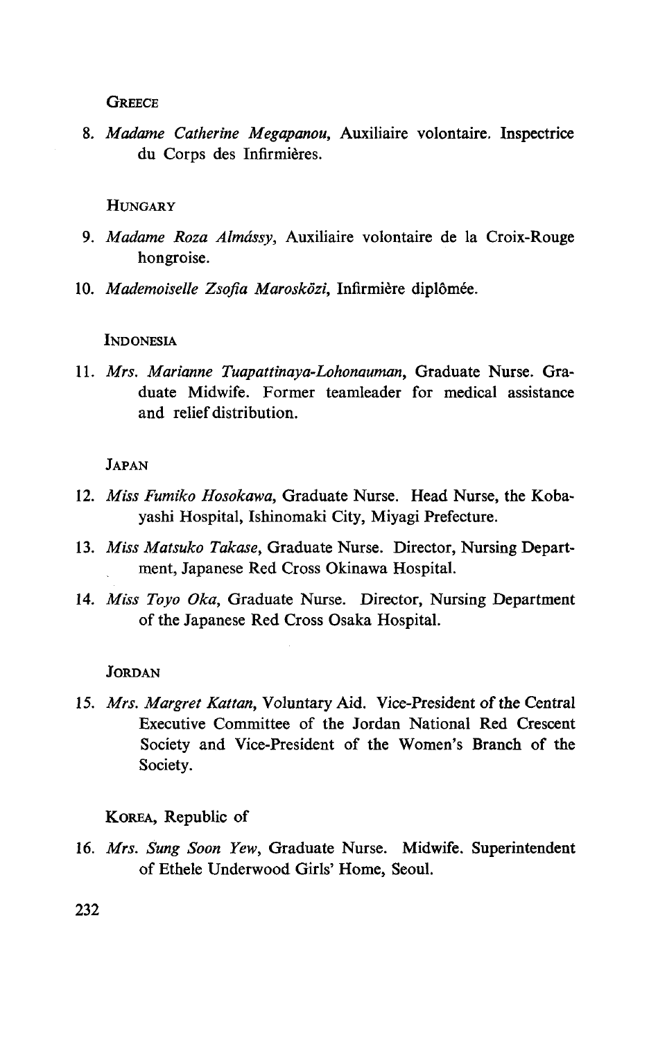GREECE

8. *Madame Catherine Megapanou,* Auxiliaire volontaire. Inspectrice du Corps des Infirmières.

HUNGARY

9. *Madame Roza Almássy,* Auxiliaire volontaire de la Croix-Rouge hongroise.
10. *Mademoiselle Zsofia Marosközi,* Infirmière diplômée.

INDONESIA

11. *Mrs. Marianne Tuapattinaya-Lohonauman,* Graduate Nurse. Graduate Midwife. Former teamleader for medical assistance and relief distribution.

JAPAN

12. *Miss Fumiko Hosokawa,* Graduate Nurse. Head Nurse, the Kobayashi Hospital, Ishinomaki City, Miyagi Prefecture.
13. *Miss Matsuko Takase,* Graduate Nurse. Director, Nursing Department, Japanese Red Cross Okinawa Hospital.
14. *Miss Toyo Oka,* Graduate Nurse. Director, Nursing Department of the Japanese Red Cross Osaka Hospital.

JORDAN

15. *Mrs. Margret Kattan,* Voluntary Aid. Vice-President of the Central Executive Committee of the Jordan National Red Crescent Society and Vice-President of the Women's Branch of the Society.

KOREA, Republic of

16. *Mrs. Sung Soon Yew,* Graduate Nurse. Midwife. Superintendent of Ethele Underwood Girls' Home, Seoul.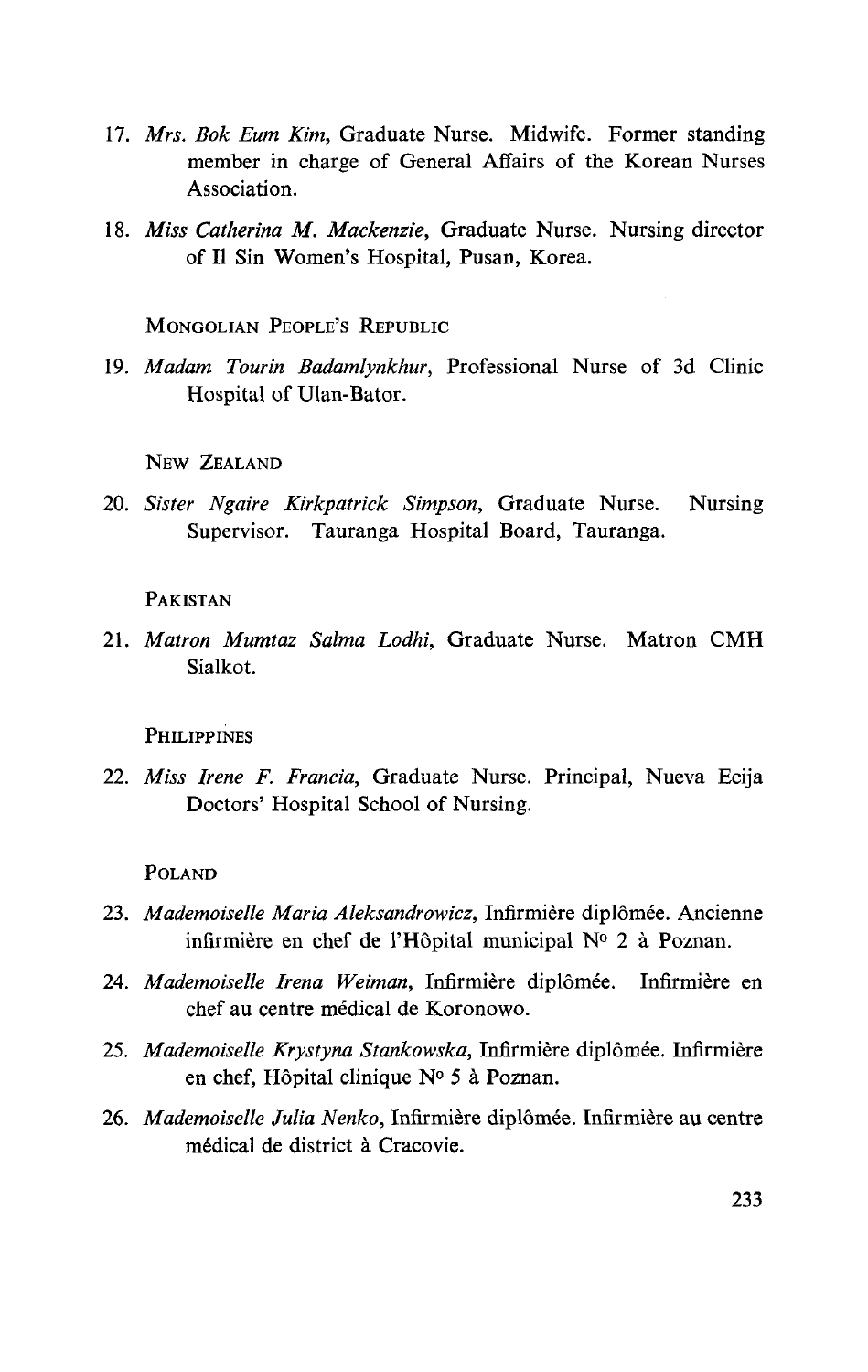17. *Mrs. Bok Eum Kim*, Graduate Nurse. Midwife. Former standing member in charge of General Affairs of the Korean Nurses Association.

18. *Miss Catherina M. Mackenzie*, Graduate Nurse. Nursing director of Il Sin Women's Hospital, Pusan, Korea.

### Mongolian People's Republic

19. *Madam Tourin Badamlynkhur*, Professional Nurse of 3d Clinic Hospital of Ulan-Bator.

### New Zealand

20. *Sister Ngaire Kirkpatrick Simpson*, Graduate Nurse. Nursing Supervisor. Tauranga Hospital Board, Tauranga.

### Pakistan

21. *Matron Mumtaz Salma Lodhi*, Graduate Nurse. Matron CMH Sialkot.

### Philippines

22. *Miss Irene F. Francia*, Graduate Nurse. Principal, Nueva Ecija Doctors' Hospital School of Nursing.

### Poland

23. *Mademoiselle Maria Aleksandrowicz*, Infirmière diplômée. Ancienne infirmière en chef de l'Hôpital municipal N° 2 à Poznan.

24. *Mademoiselle Irena Weiman*, Infirmière diplômée. Infirmière en chef au centre médical de Koronowo.

25. *Mademoiselle Krystyna Stankowska*, Infirmière diplômée. Infirmière en chef, Hôpital clinique N° 5 à Poznan.

26. *Mademoiselle Julia Nenko*, Infirmière diplômée. Infirmière au centre médical de district à Cracovie.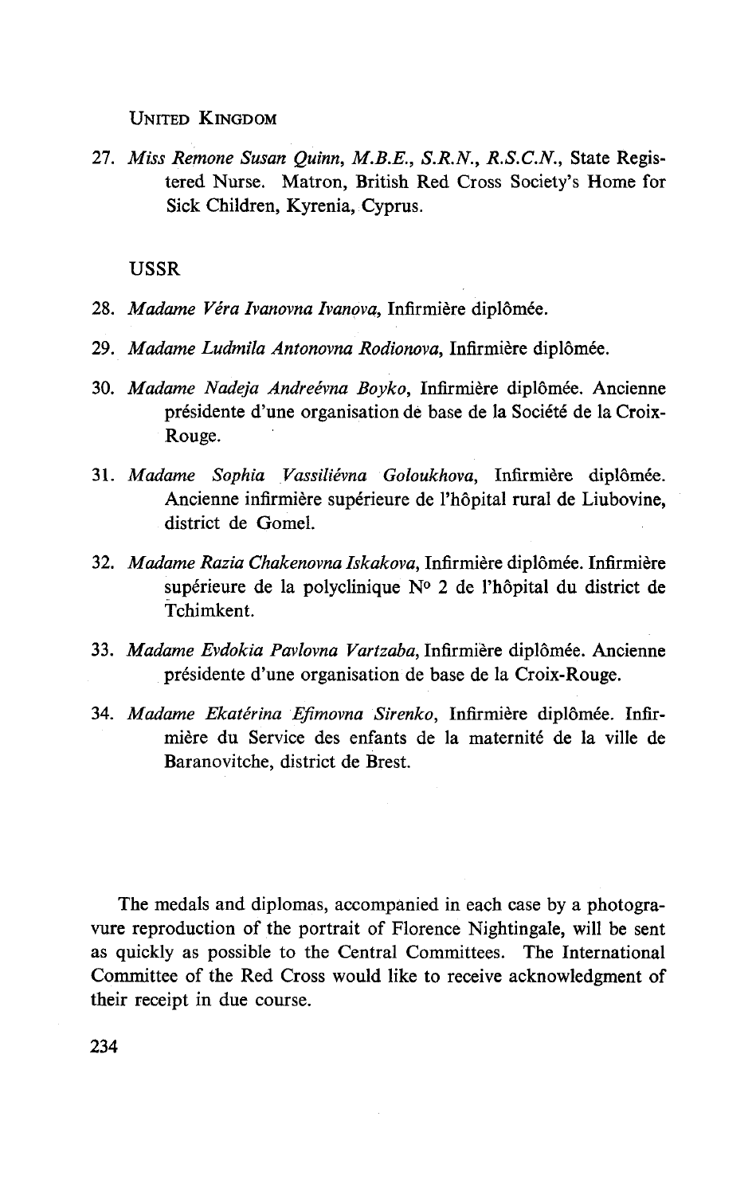United Kingdom

27. *Miss Remone Susan Quinn, M.B.E., S.R.N., R.S.C.N.*, State Registered Nurse. Matron, British Red Cross Society's Home for Sick Children, Kyrenia, Cyprus.

USSR

28. *Madame Véra Ivanovna Ivanova*, Infirmière diplômée.

29. *Madame Ludmila Antonovna Rodionova*, Infirmière diplômée.

30. *Madame Nadeja Andreévna Boyko*, Infirmière diplômée. Ancienne présidente d'une organisation de base de la Société de la Croix-Rouge.

31. *Madame Sophia Vassiliévna Goloukhova*, Infirmière diplômée. Ancienne infirmière supérieure de l'hôpital rural de Liubovine, district de Gomel.

32. *Madame Razia Chakenovna Iskakova*, Infirmière diplômée. Infirmière supérieure de la polyclinique N° 2 de l'hôpital du district de Tchimkent.

33. *Madame Evdokia Pavlovna Vartzaba*, Infirmière diplômée. Ancienne présidente d'une organisation de base de la Croix-Rouge.

34. *Madame Ekatérina Efimovna Sirenko*, Infirmière diplômée. Infirmière du Service des enfants de la maternité de la ville de Baranovitche, district de Brest.

The medals and diplomas, accompanied in each case by a photogravure reproduction of the portrait of Florence Nightingale, will be sent as quickly as possible to the Central Committees. The International Committee of the Red Cross would like to receive acknowledgment of their receipt in due course.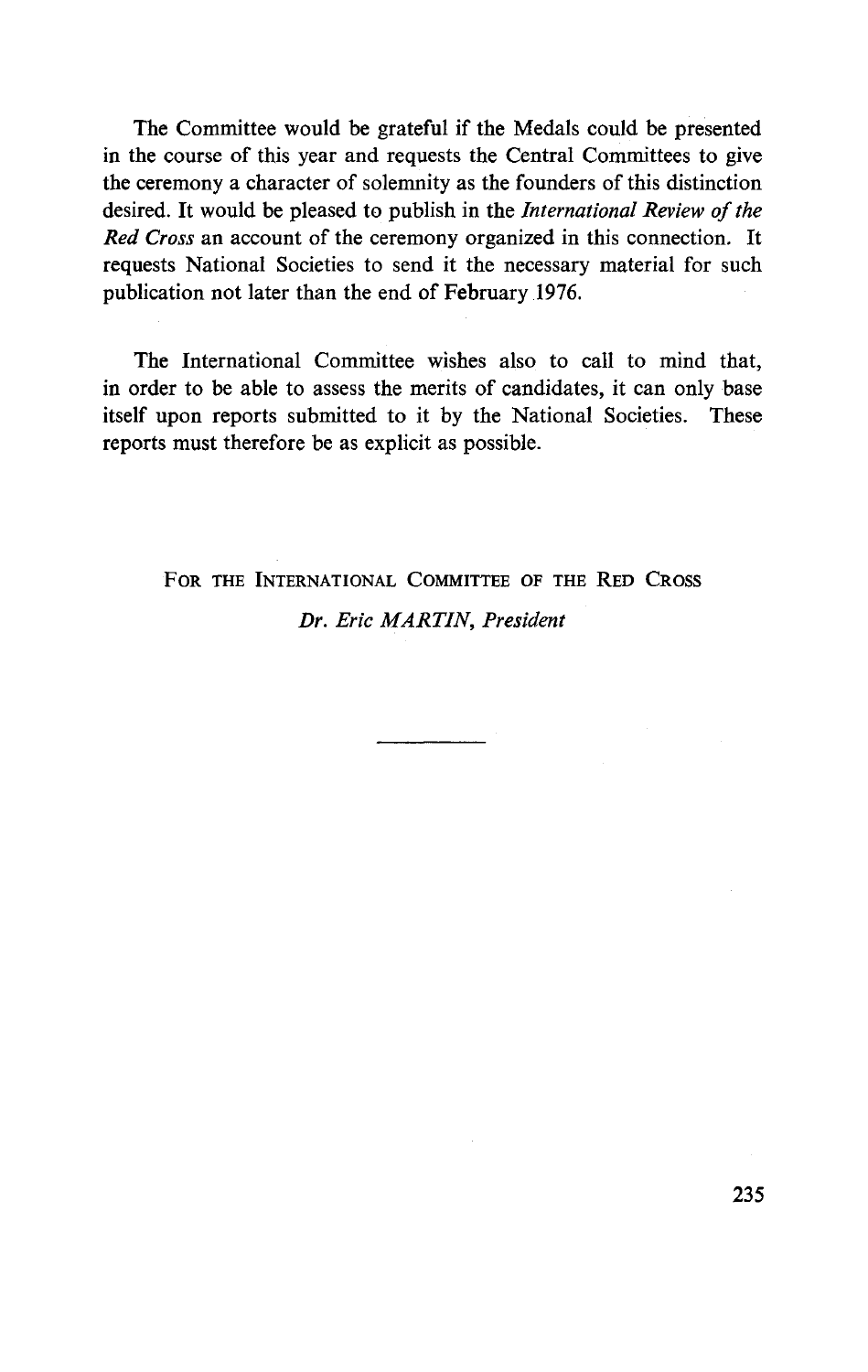The Committee would be grateful if the Medals could be presented in the course of this year and requests the Central Committees to give the ceremony a character of solemnity as the founders of this distinction desired. It would be pleased to publish in the *International Review of the Red Cross* an account of the ceremony organized in this connection. It requests National Societies to send it the necessary material for such publication not later than the end of February 1976.

The International Committee wishes also to call to mind that, in order to be able to assess the merits of candidates, it can only base itself upon reports submitted to it by the National Societies. These reports must therefore be as explicit as possible.

FOR THE INTERNATIONAL COMMITTEE OF THE RED CROSS

*Dr. Eric MARTIN, President*

---